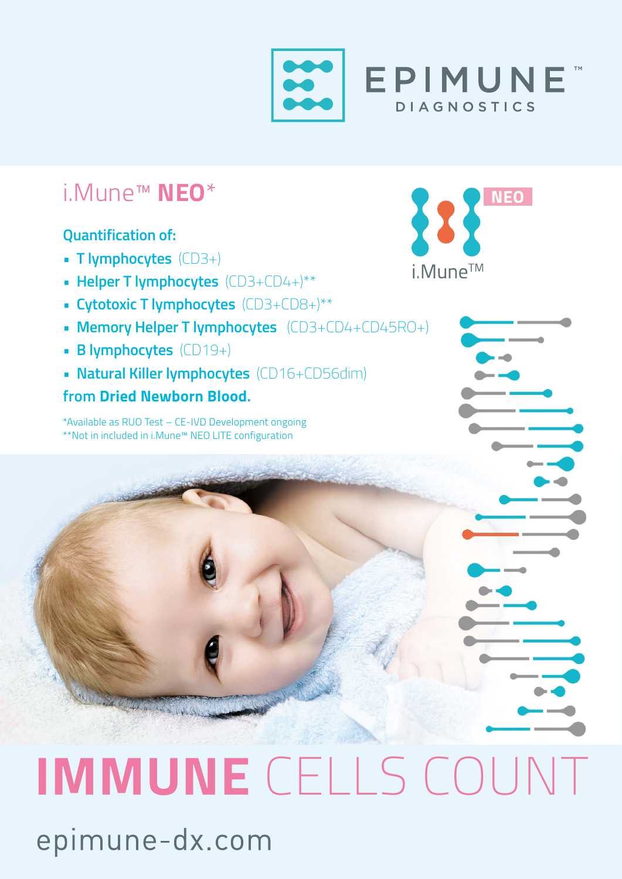EPIMUNE™ DIAGNOSTICS

# i.Mune™ **NEO***

**Quantification of:**

- **T lymphocytes** (CD3+)
- **Helper T lymphocytes** (CD3+CD4+)**
- **Cytotoxic T lymphocytes** (CD3+CD8+)**
- **Memory Helper T lymphocytes** (CD3+CD4+CD45RO+)
- **B lymphocytes** (CD19+)
- **Natural Killer lymphocytes** (CD16+CD56dim)

from **Dried Newborn Blood.**

*Available as RUO Test – CE-IVD Development ongoing
**Not in included in i.Mune™ NEO LITE configuration

i.Mune™ NEO

# **IMMUNE** CELLS COUNT

epimune-dx.com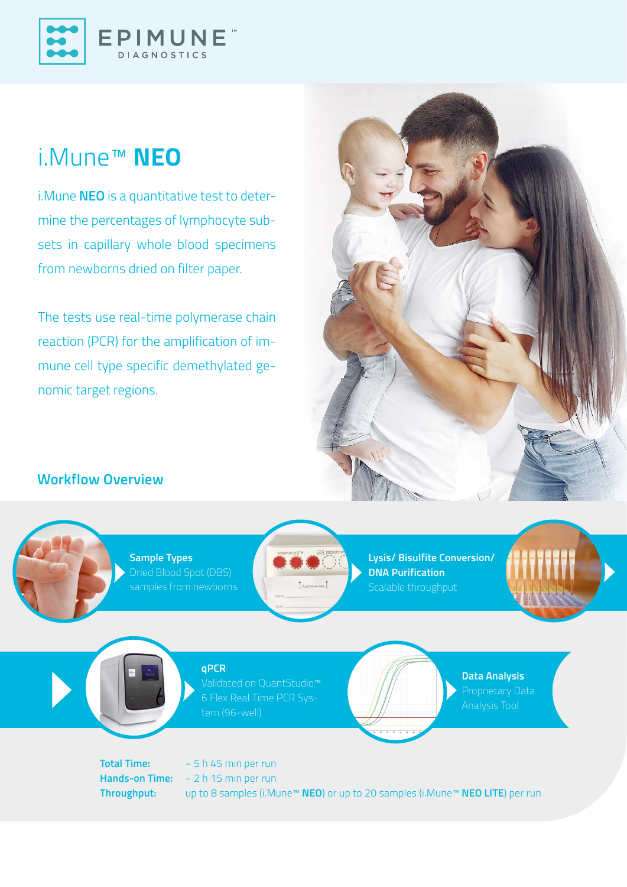EPIMUNE™ DIAGNOSTICS

# i.Mune™ **NEO**

i.Mune **NEO** is a quantitative test to determine the percentages of lymphocyte subsets in capillary whole blood specimens from newborns dried on filter paper.

The tests use real-time polymerase chain reaction (PCR) for the amplification of immune cell type specific demethylated genomic target regions.

## Workflow Overview

**Sample Types**
Dried Blood Spot (DBS) samples from newborns

**Lysis/ Bisulfite Conversion/ DNA Purification**
Scalable throughput

**qPCR**
Validated on QuantStudio™ 6 Flex Real Time PCR System (96-well)

**Data Analysis**
Proprietary Data Analysis Tool

**Total Time:** ~ 5 h 45 min per run
**Hands-on Time:** ~ 2 h 15 min per run
**Throughput:** up to 8 samples (i.Mune™ **NEO**) or up to 20 samples (i.Mune™ **NEO LITE**) per run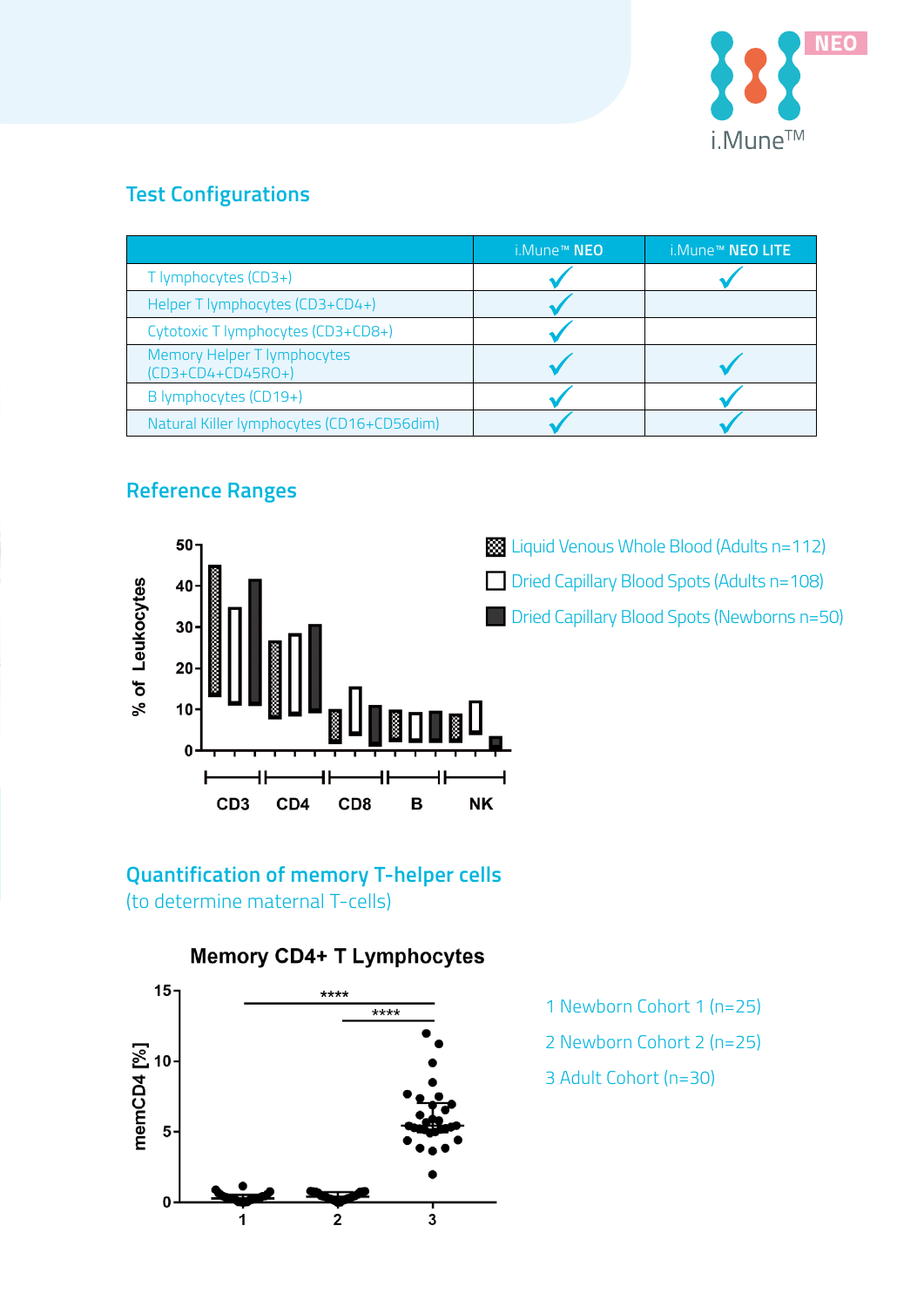## Test Configurations

| | i.Mune™ NEO | i.Mune™ NEO LITE |
|---|---|---|
| T lymphocytes (CD3+) | ✓ | ✓ |
| Helper T lymphocytes (CD3+CD4+) | ✓ | |
| Cytotoxic T lymphocytes (CD3+CD8+) | ✓ | |
| Memory Helper T lymphocytes (CD3+CD4+CD45RO+) | ✓ | ✓ |
| B lymphocytes (CD19+) | ✓ | ✓ |
| Natural Killer lymphocytes (CD16+CD56dim) | ✓ | ✓ |

## Reference Ranges

- Liquid Venous Whole Blood (Adults n=112)
- Dried Capillary Blood Spots (Adults n=108)
- Dried Capillary Blood Spots (Newborns n=50)

## Quantification of memory T-helper cells

(to determine maternal T-cells)

**Memory CD4+ T Lymphocytes**

1 Newborn Cohort 1 (n=25)

2 Newborn Cohort 2 (n=25)

3 Adult Cohort (n=30)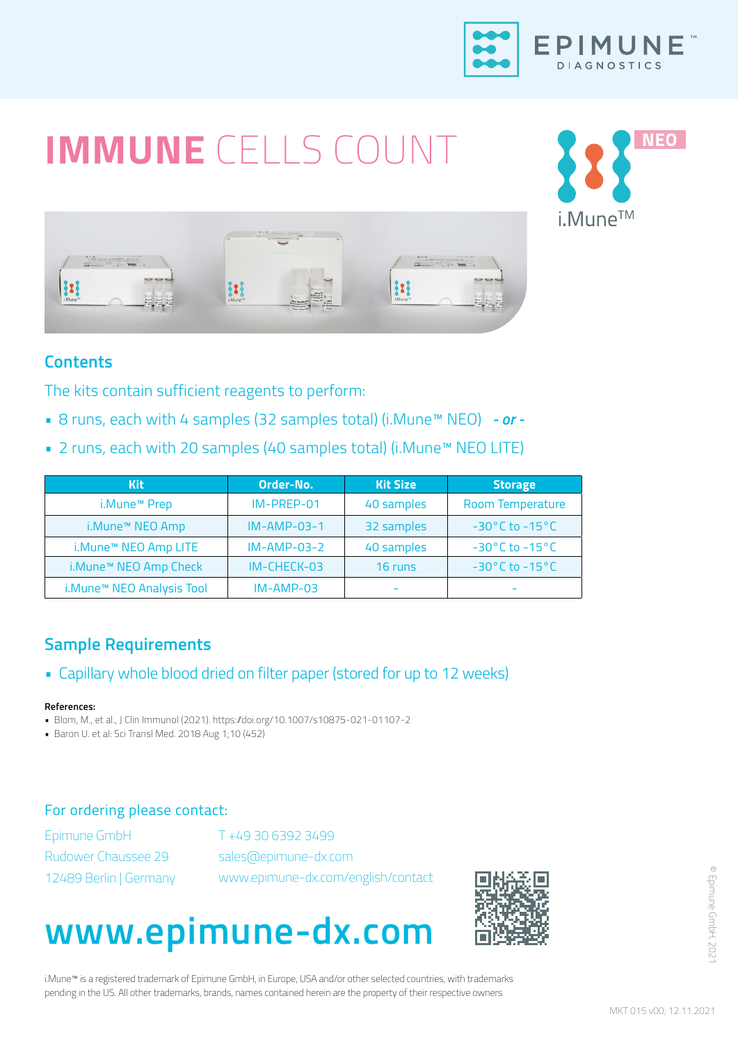# IMMUNE CELLS COUNT

## Contents

The kits contain sufficient reagents to perform:

- 8 runs, each with 4 samples (32 samples total) (i.Mune™ NEO) ***- or -***
- 2 runs, each with 20 samples (40 samples total) (i.Mune™ NEO LITE)

| Kit | Order-No. | Kit Size | Storage |
|---|---|---|---|
| i.Mune™ Prep | IM-PREP-01 | 40 samples | Room Temperature |
| i.Mune™ NEO Amp | IM-AMP-03-1 | 32 samples | -30°C to -15°C |
| i.Mune™ NEO Amp LITE | IM-AMP-03-2 | 40 samples | -30°C to -15°C |
| i.Mune™ NEO Amp Check | IM-CHECK-03 | 16 runs | -30°C to -15°C |
| i.Mune™ NEO Analysis Tool | IM-AMP-03 | - | - |

## Sample Requirements

- Capillary whole blood dried on filter paper (stored for up to 12 weeks)

**References:**

- Blom, M., et al., J Clin Immunol (2021). https://doi.org/10.1007/s10875-021-01107-2
- Baron U. et al: Sci Transl Med. 2018 Aug 1;10 (452)

For ordering please contact:

Epimune GmbH
Rudower Chaussee 29
12489 Berlin | Germany

T +49 30 6392 3499
sales@epimune-dx.com
www.epimune-dx.com/english/contact

# www.epimune-dx.com

i.Mune™ is a registered trademark of Epimune GmbH, in Europe, USA and/or other selected countries, with trademarks pending in the US. All other trademarks, brands, names contained herein are the property of their respective owners

© Epimune GmbH, 2021

MKT 015 v00; 12.11.2021